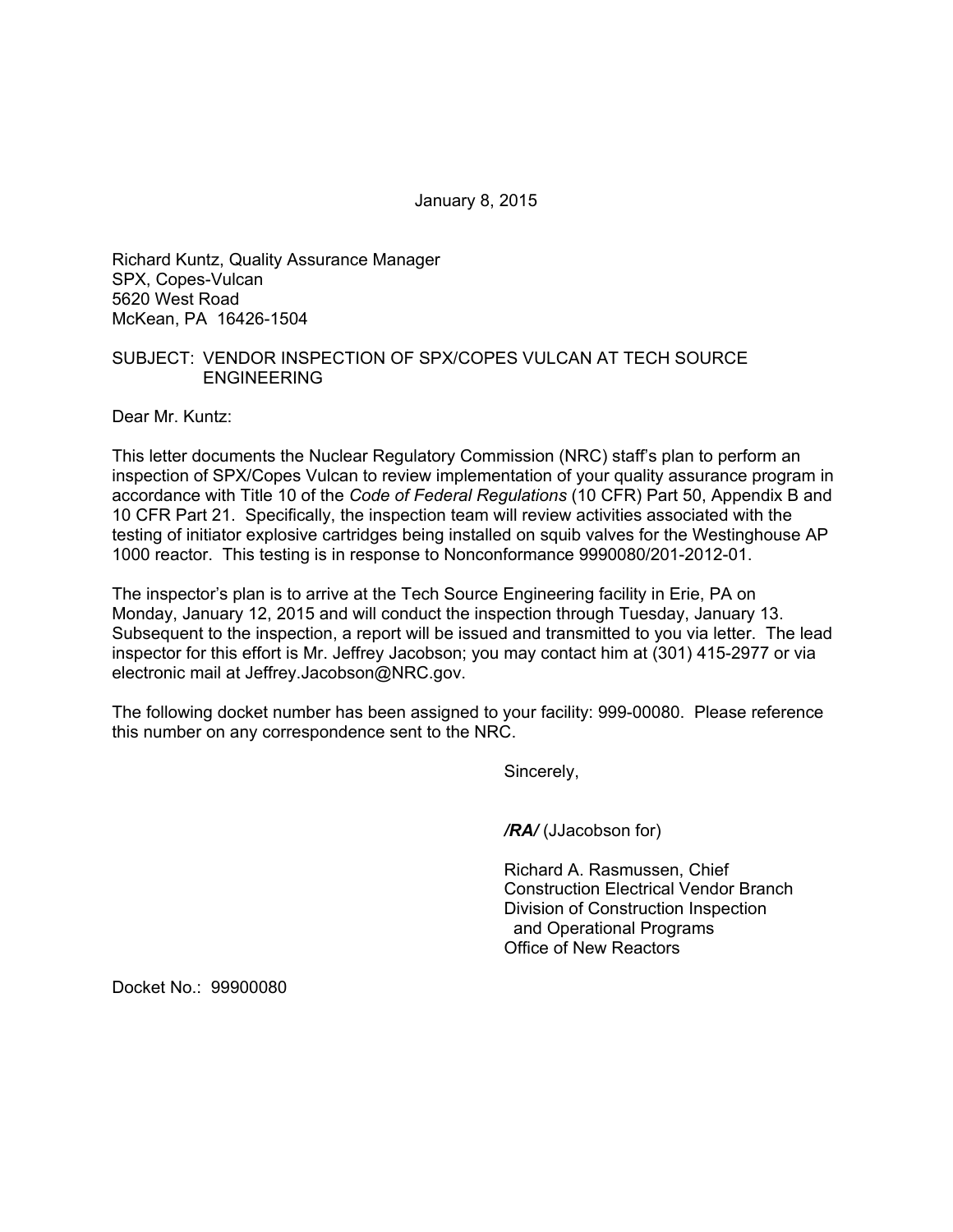January 8, 2015

Richard Kuntz, Quality Assurance Manager
SPX, Copes-Vulcan
5620 West Road
McKean, PA 16426-1504

SUBJECT: VENDOR INSPECTION OF SPX/COPES VULCAN AT TECH SOURCE ENGINEERING

Dear Mr. Kuntz:

This letter documents the Nuclear Regulatory Commission (NRC) staff's plan to perform an inspection of SPX/Copes Vulcan to review implementation of your quality assurance program in accordance with Title 10 of the *Code of Federal Regulations* (10 CFR) Part 50, Appendix B and 10 CFR Part 21. Specifically, the inspection team will review activities associated with the testing of initiator explosive cartridges being installed on squib valves for the Westinghouse AP 1000 reactor. This testing is in response to Nonconformance 9990080/201-2012-01.

The inspector's plan is to arrive at the Tech Source Engineering facility in Erie, PA on Monday, January 12, 2015 and will conduct the inspection through Tuesday, January 13. Subsequent to the inspection, a report will be issued and transmitted to you via letter. The lead inspector for this effort is Mr. Jeffrey Jacobson; you may contact him at (301) 415-2977 or via electronic mail at Jeffrey.Jacobson@NRC.gov.

The following docket number has been assigned to your facility: 999-00080. Please reference this number on any correspondence sent to the NRC.

Sincerely,

***/RA/*** (JJacobson for)

Richard A. Rasmussen, Chief
Construction Electrical Vendor Branch
Division of Construction Inspection
and Operational Programs
Office of New Reactors

Docket No.: 99900080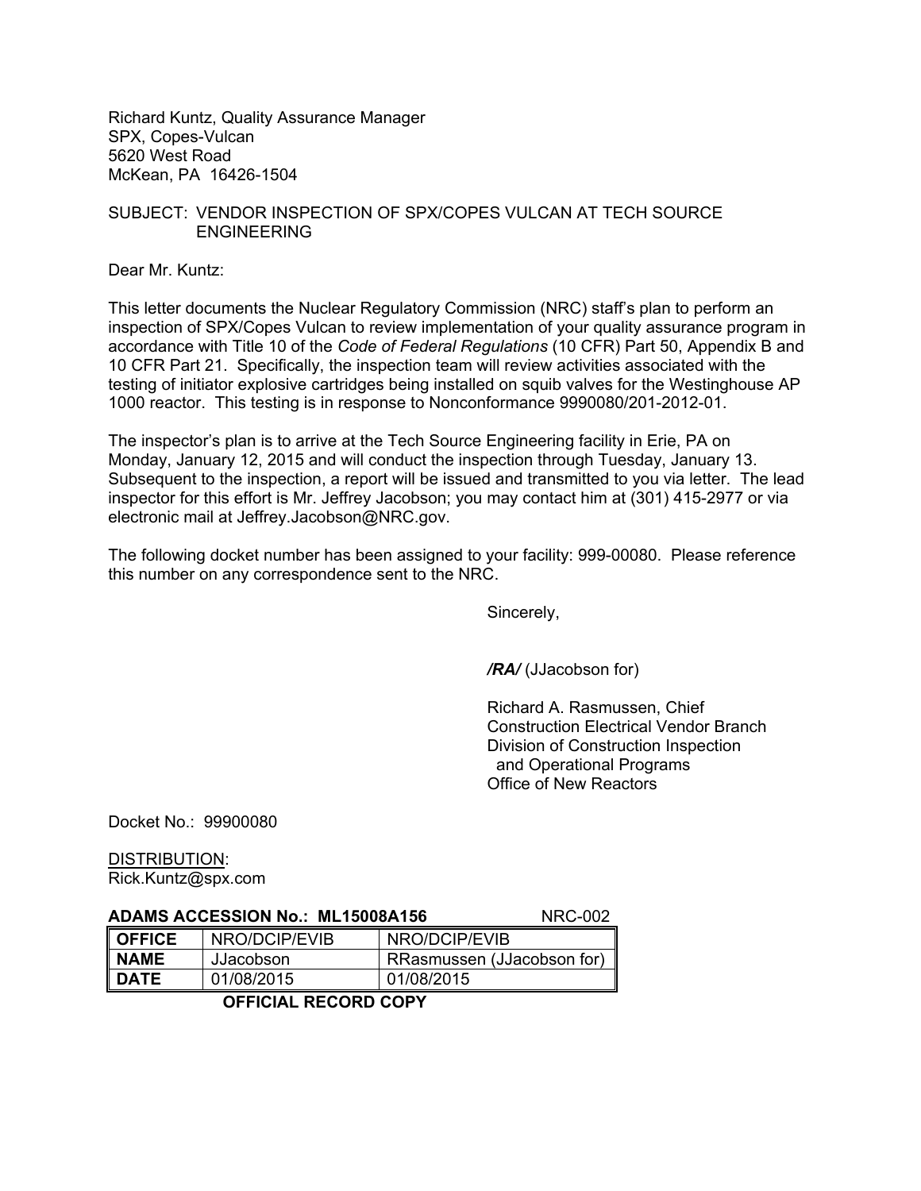Richard Kuntz, Quality Assurance Manager
SPX, Copes-Vulcan
5620 West Road
McKean, PA 16426-1504

SUBJECT: VENDOR INSPECTION OF SPX/COPES VULCAN AT TECH SOURCE ENGINEERING

Dear Mr. Kuntz:

This letter documents the Nuclear Regulatory Commission (NRC) staff's plan to perform an inspection of SPX/Copes Vulcan to review implementation of your quality assurance program in accordance with Title 10 of the *Code of Federal Regulations* (10 CFR) Part 50, Appendix B and 10 CFR Part 21. Specifically, the inspection team will review activities associated with the testing of initiator explosive cartridges being installed on squib valves for the Westinghouse AP 1000 reactor. This testing is in response to Nonconformance 9990080/201-2012-01.

The inspector's plan is to arrive at the Tech Source Engineering facility in Erie, PA on Monday, January 12, 2015 and will conduct the inspection through Tuesday, January 13. Subsequent to the inspection, a report will be issued and transmitted to you via letter. The lead inspector for this effort is Mr. Jeffrey Jacobson; you may contact him at (301) 415-2977 or via electronic mail at Jeffrey.Jacobson@NRC.gov.

The following docket number has been assigned to your facility: 999-00080. Please reference this number on any correspondence sent to the NRC.

Sincerely,

***/RA/*** (JJacobson for)

Richard A. Rasmussen, Chief
Construction Electrical Vendor Branch
Division of Construction Inspection
and Operational Programs
Office of New Reactors

Docket No.: 99900080

DISTRIBUTION:
Rick.Kuntz@spx.com

**ADAMS ACCESSION No.: ML15008A156** NRC-002

| **OFFICE** | NRO/DCIP/EVIB | NRO/DCIP/EVIB |
|---|---|---|
| **NAME** | JJacobson | RRasmussen (JJacobson for) |
| **DATE** | 01/08/2015 | 01/08/2015 |

**OFFICIAL RECORD COPY**